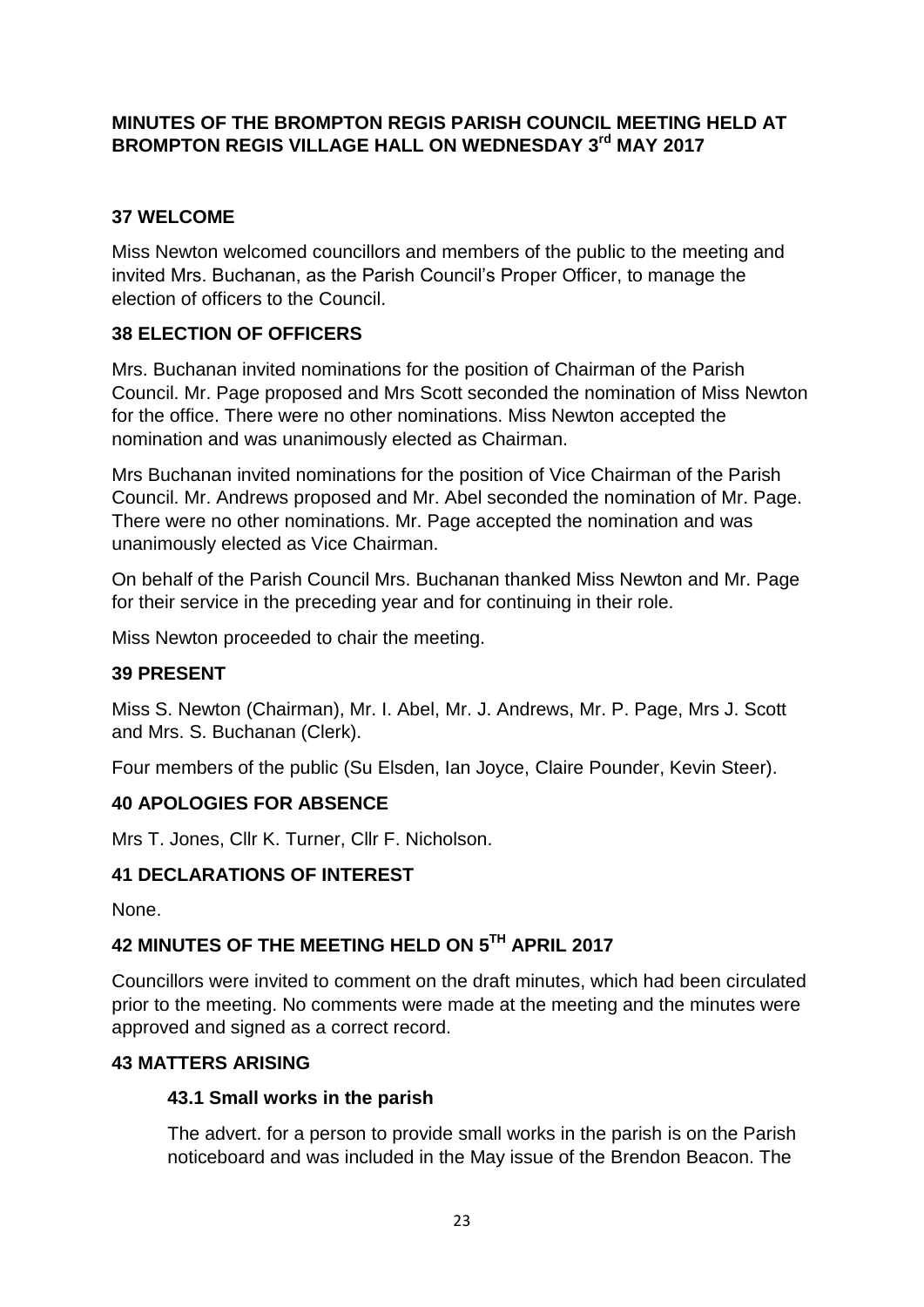# MINUTES OF THE BROMPTON REGIS PARISH COUNCIL MEETING HELD AT BROMPTON REGIS VILLAGE HALL ON WEDNESDAY 3rd MAY 2017

## 37 WELCOME

Miss Newton welcomed councillors and members of the public to the meeting and invited Mrs. Buchanan, as the Parish Council's Proper Officer, to manage the election of officers to the Council.

## 38 ELECTION OF OFFICERS

Mrs. Buchanan invited nominations for the position of Chairman of the Parish Council. Mr. Page proposed and Mrs Scott seconded the nomination of Miss Newton for the office. There were no other nominations. Miss Newton accepted the nomination and was unanimously elected as Chairman.

Mrs Buchanan invited nominations for the position of Vice Chairman of the Parish Council. Mr. Andrews proposed and Mr. Abel seconded the nomination of Mr. Page. There were no other nominations. Mr. Page accepted the nomination and was unanimously elected as Vice Chairman.

On behalf of the Parish Council Mrs. Buchanan thanked Miss Newton and Mr. Page for their service in the preceding year and for continuing in their role.

Miss Newton proceeded to chair the meeting.

## 39 PRESENT

Miss S. Newton (Chairman), Mr. I. Abel, Mr. J. Andrews, Mr. P. Page, Mrs J. Scott and Mrs. S. Buchanan (Clerk).

Four members of the public (Su Elsden, Ian Joyce, Claire Pounder, Kevin Steer).

## 40 APOLOGIES FOR ABSENCE

Mrs T. Jones, Cllr K. Turner, Cllr F. Nicholson.

## 41 DECLARATIONS OF INTEREST

None.

## 42 MINUTES OF THE MEETING HELD ON 5TH APRIL 2017

Councillors were invited to comment on the draft minutes, which had been circulated prior to the meeting. No comments were made at the meeting and the minutes were approved and signed as a correct record.

## 43 MATTERS ARISING

### 43.1 Small works in the parish

The advert. for a person to provide small works in the parish is on the Parish noticeboard and was included in the May issue of the Brendon Beacon. The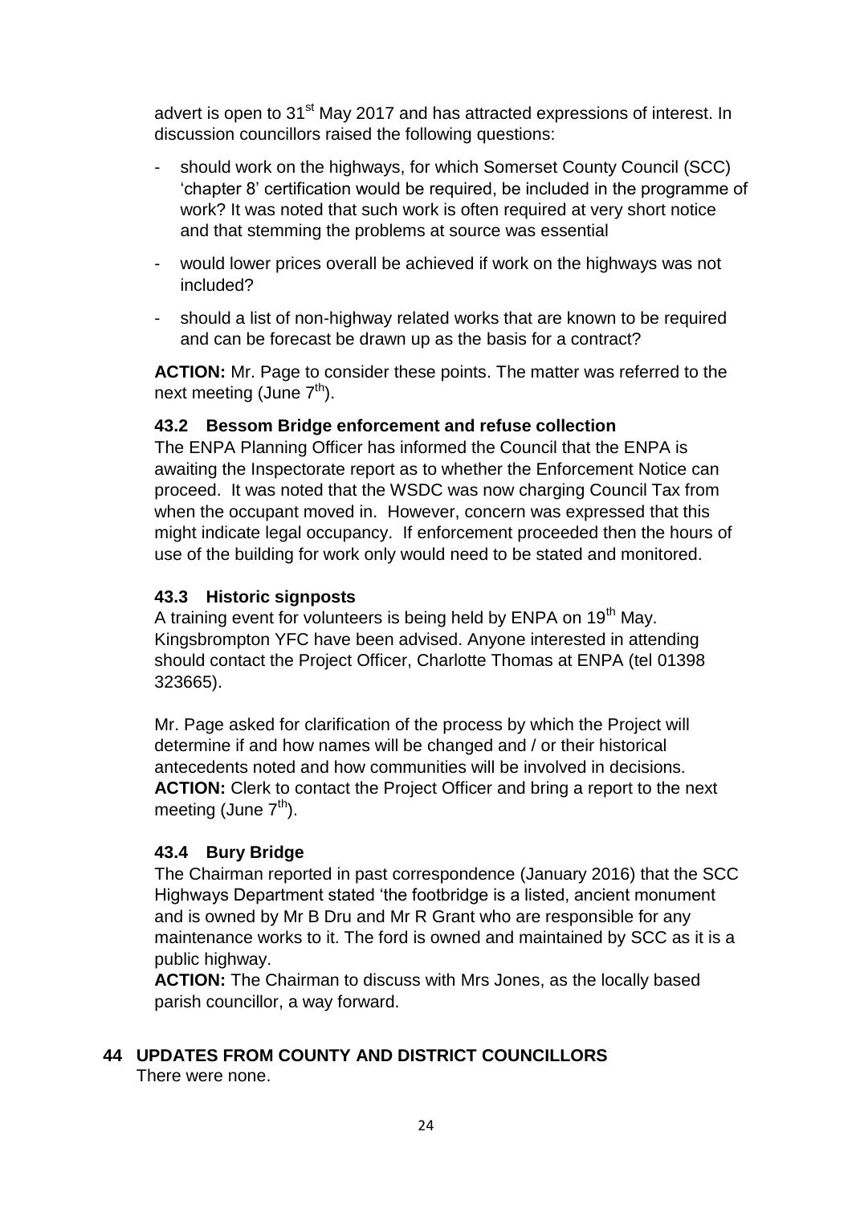advert is open to 31st May 2017 and has attracted expressions of interest. In discussion councillors raised the following questions:

- should work on the highways, for which Somerset County Council (SCC) 'chapter 8' certification would be required, be included in the programme of work? It was noted that such work is often required at very short notice and that stemming the problems at source was essential
- would lower prices overall be achieved if work on the highways was not included?
- should a list of non-highway related works that are known to be required and can be forecast be drawn up as the basis for a contract?

**ACTION:** Mr. Page to consider these points. The matter was referred to the next meeting (June 7th).

### 43.2 Bessom Bridge enforcement and refuse collection

The ENPA Planning Officer has informed the Council that the ENPA is awaiting the Inspectorate report as to whether the Enforcement Notice can proceed. It was noted that the WSDC was now charging Council Tax from when the occupant moved in. However, concern was expressed that this might indicate legal occupancy. If enforcement proceeded then the hours of use of the building for work only would need to be stated and monitored.

### 43.3 Historic signposts

A training event for volunteers is being held by ENPA on 19th May. Kingsbrompton YFC have been advised. Anyone interested in attending should contact the Project Officer, Charlotte Thomas at ENPA (tel 01398 323665).

Mr. Page asked for clarification of the process by which the Project will determine if and how names will be changed and / or their historical antecedents noted and how communities will be involved in decisions.
**ACTION:** Clerk to contact the Project Officer and bring a report to the next meeting (June 7th).

### 43.4 Bury Bridge

The Chairman reported in past correspondence (January 2016) that the SCC Highways Department stated 'the footbridge is a listed, ancient monument and is owned by Mr B Dru and Mr R Grant who are responsible for any maintenance works to it. The ford is owned and maintained by SCC as it is a public highway.
**ACTION:** The Chairman to discuss with Mrs Jones, as the locally based parish councillor, a way forward.

## 44 UPDATES FROM COUNTY AND DISTRICT COUNCILLORS

There were none.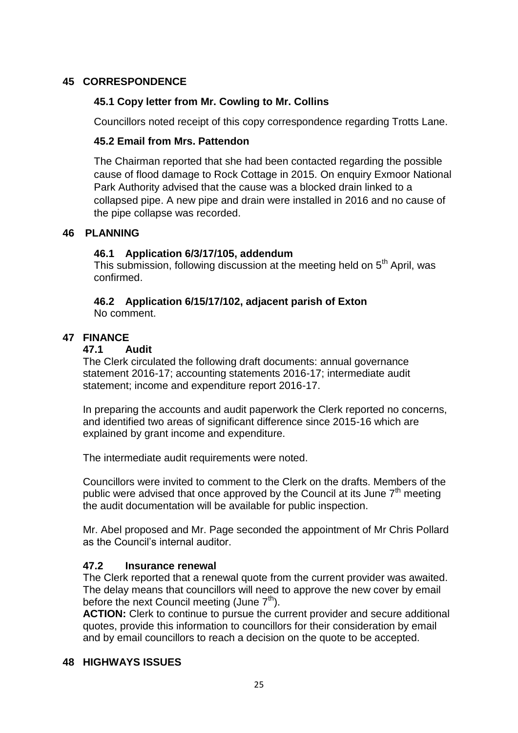## 45 CORRESPONDENCE

### 45.1 Copy letter from Mr. Cowling to Mr. Collins

Councillors noted receipt of this copy correspondence regarding Trotts Lane.

### 45.2 Email from Mrs. Pattendon

The Chairman reported that she had been contacted regarding the possible cause of flood damage to Rock Cottage in 2015. On enquiry Exmoor National Park Authority advised that the cause was a blocked drain linked to a collapsed pipe. A new pipe and drain were installed in 2016 and no cause of the pipe collapse was recorded.

## 46 PLANNING

### 46.1 Application 6/3/17/105, addendum

This submission, following discussion at the meeting held on 5th April, was confirmed.

### 46.2 Application 6/15/17/102, adjacent parish of Exton

No comment.

## 47 FINANCE

### 47.1 Audit

The Clerk circulated the following draft documents: annual governance statement 2016-17; accounting statements 2016-17; intermediate audit statement; income and expenditure report 2016-17.

In preparing the accounts and audit paperwork the Clerk reported no concerns, and identified two areas of significant difference since 2015-16 which are explained by grant income and expenditure.

The intermediate audit requirements were noted.

Councillors were invited to comment to the Clerk on the drafts. Members of the public were advised that once approved by the Council at its June 7th meeting the audit documentation will be available for public inspection.

Mr. Abel proposed and Mr. Page seconded the appointment of Mr Chris Pollard as the Council's internal auditor.

### 47.2 Insurance renewal

The Clerk reported that a renewal quote from the current provider was awaited. The delay means that councillors will need to approve the new cover by email before the next Council meeting (June 7th).

**ACTION:** Clerk to continue to pursue the current provider and secure additional quotes, provide this information to councillors for their consideration by email and by email councillors to reach a decision on the quote to be accepted.

## 48 HIGHWAYS ISSUES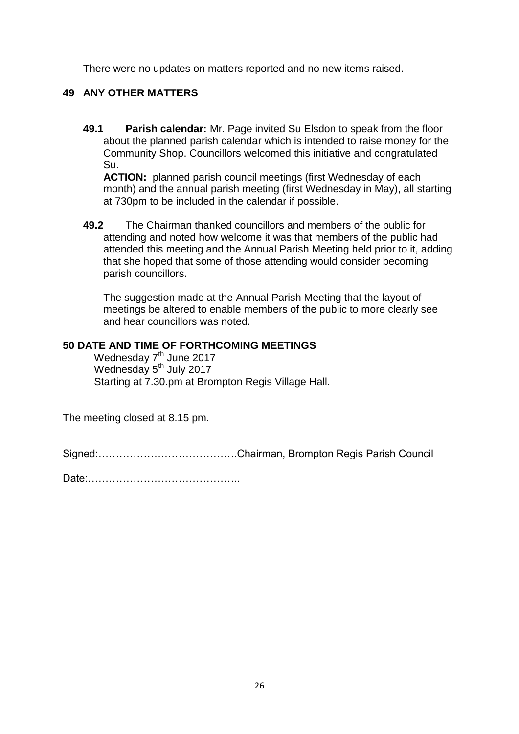There were no updates on matters reported and no new items raised.

## 49 ANY OTHER MATTERS

**49.1** **Parish calendar:** Mr. Page invited Su Elsdon to speak from the floor about the planned parish calendar which is intended to raise money for the Community Shop. Councillors welcomed this initiative and congratulated Su.

**ACTION:** planned parish council meetings (first Wednesday of each month) and the annual parish meeting (first Wednesday in May), all starting at 730pm to be included in the calendar if possible.

**49.2** The Chairman thanked councillors and members of the public for attending and noted how welcome it was that members of the public had attended this meeting and the Annual Parish Meeting held prior to it, adding that she hoped that some of those attending would consider becoming parish councillors.

The suggestion made at the Annual Parish Meeting that the layout of meetings be altered to enable members of the public to more clearly see and hear councillors was noted.

## 50 DATE AND TIME OF FORTHCOMING MEETINGS

Wednesday 7th June 2017
Wednesday 5th July 2017
Starting at 7.30.pm at Brompton Regis Village Hall.

The meeting closed at 8.15 pm.

Signed:………………………………….Chairman, Brompton Regis Parish Council

Date:……………………………………..